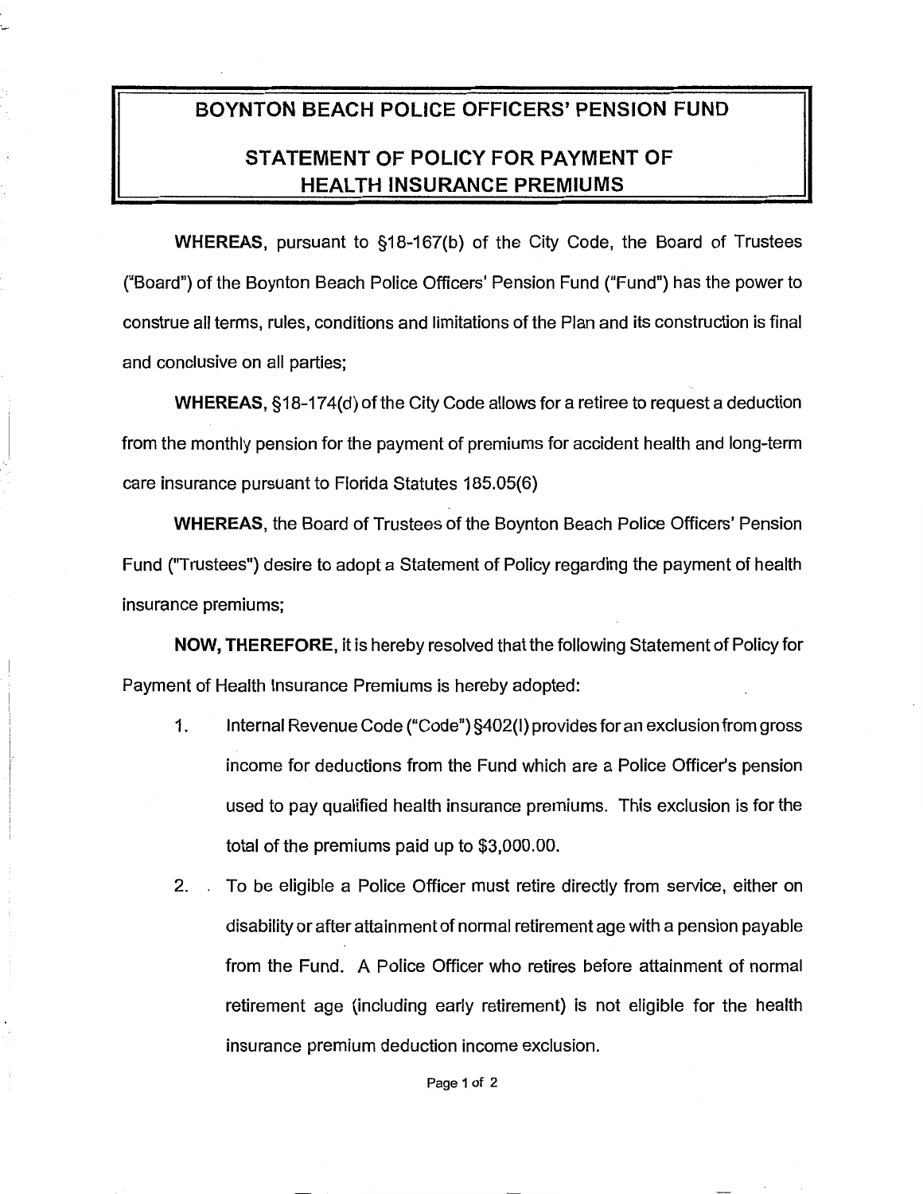# BOYNTON BEACH POLICE OFFICERS' PENSION FUND

## STATEMENT OF POLICY FOR PAYMENT OF HEALTH INSURANCE PREMIUMS

**WHEREAS,** pursuant to §18-167(b) of the City Code, the Board of Trustees ("Board") of the Boynton Beach Police Officers' Pension Fund ("Fund") has the power to construe all terms, rules, conditions and limitations of the Plan and its construction is final and conclusive on all parties;

**WHEREAS,** §18-174(d) of the City Code allows for a retiree to request a deduction from the monthly pension for the payment of premiums for accident health and long-term care insurance pursuant to Florida Statutes 185.05(6)

**WHEREAS,** the Board of Trustees of the Boynton Beach Police Officers' Pension Fund ("Trustees") desire to adopt a Statement of Policy regarding the payment of health insurance premiums;

**NOW, THEREFORE,** it is hereby resolved that the following Statement of Policy for Payment of Health Insurance Premiums is hereby adopted:

1. Internal Revenue Code ("Code") §402(l) provides for an exclusion from gross income for deductions from the Fund which are a Police Officer's pension used to pay qualified health insurance premiums. This exclusion is for the total of the premiums paid up to $3,000.00.

2. To be eligible a Police Officer must retire directly from service, either on disability or after attainment of normal retirement age with a pension payable from the Fund. A Police Officer who retires before attainment of normal retirement age (including early retirement) is not eligible for the health insurance premium deduction income exclusion.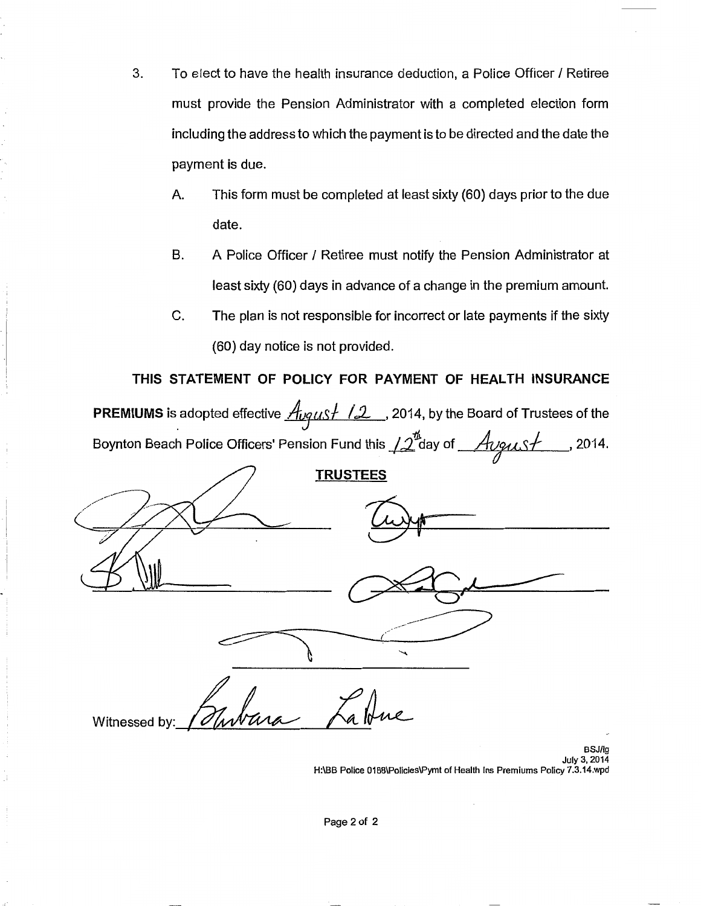3. To elect to have the health insurance deduction, a Police Officer / Retiree must provide the Pension Administrator with a completed election form including the address to which the payment is to be directed and the date the payment is due.

   A. This form must be completed at least sixty (60) days prior to the due date.

   B. A Police Officer / Retiree must notify the Pension Administrator at least sixty (60) days in advance of a change in the premium amount.

   C. The plan is not responsible for incorrect or late payments if the sixty (60) day notice is not provided.

**THIS STATEMENT OF POLICY FOR PAYMENT OF HEALTH INSURANCE PREMIUMS** is adopted effective *August 12*, 2014, by the Board of Trustees of the Boynton Beach Police Officers' Pension Fund this *12th* day of *August*, 2014.

**TRUSTEES**

_______________________ _______________________

_______________________ _______________________

_______________________

Witnessed by: *Barbara LaDue*

BSJ/lg
July 3, 2014
H:\BB Police 0188\Policies\Pymt of Health Ins Premiums Policy 7.3.14.wpd